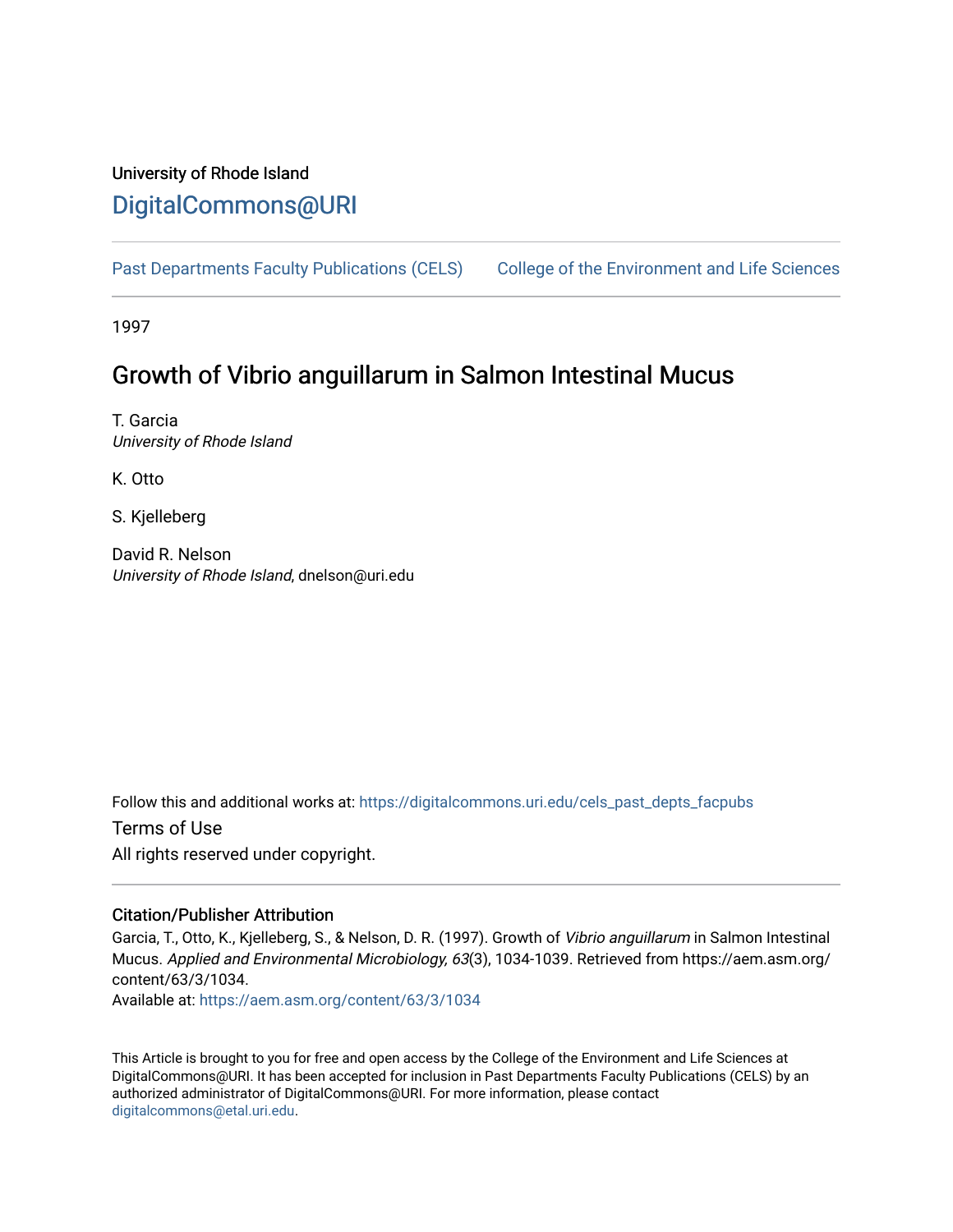University of Rhode Island

## DigitalCommons@URI

Past Departments Faculty Publications (CELS) College of the Environment and Life Sciences

1997

# Growth of Vibrio anguillarum in Salmon Intestinal Mucus

T. Garcia
*University of Rhode Island*

K. Otto

S. Kjelleberg

David R. Nelson
*University of Rhode Island*, dnelson@uri.edu

Follow this and additional works at: https://digitalcommons.uri.edu/cels_past_depts_facpubs

Terms of Use

All rights reserved under copyright.

### Citation/Publisher Attribution

Garcia, T., Otto, K., Kjelleberg, S., & Nelson, D. R. (1997). Growth of *Vibrio anguillarum* in Salmon Intestinal Mucus. *Applied and Environmental Microbiology, 63*(3), 1034-1039. Retrieved from https://aem.asm.org/content/63/3/1034.

Available at: https://aem.asm.org/content/63/3/1034

This Article is brought to you for free and open access by the College of the Environment and Life Sciences at DigitalCommons@URI. It has been accepted for inclusion in Past Departments Faculty Publications (CELS) by an authorized administrator of DigitalCommons@URI. For more information, please contact digitalcommons@etal.uri.edu.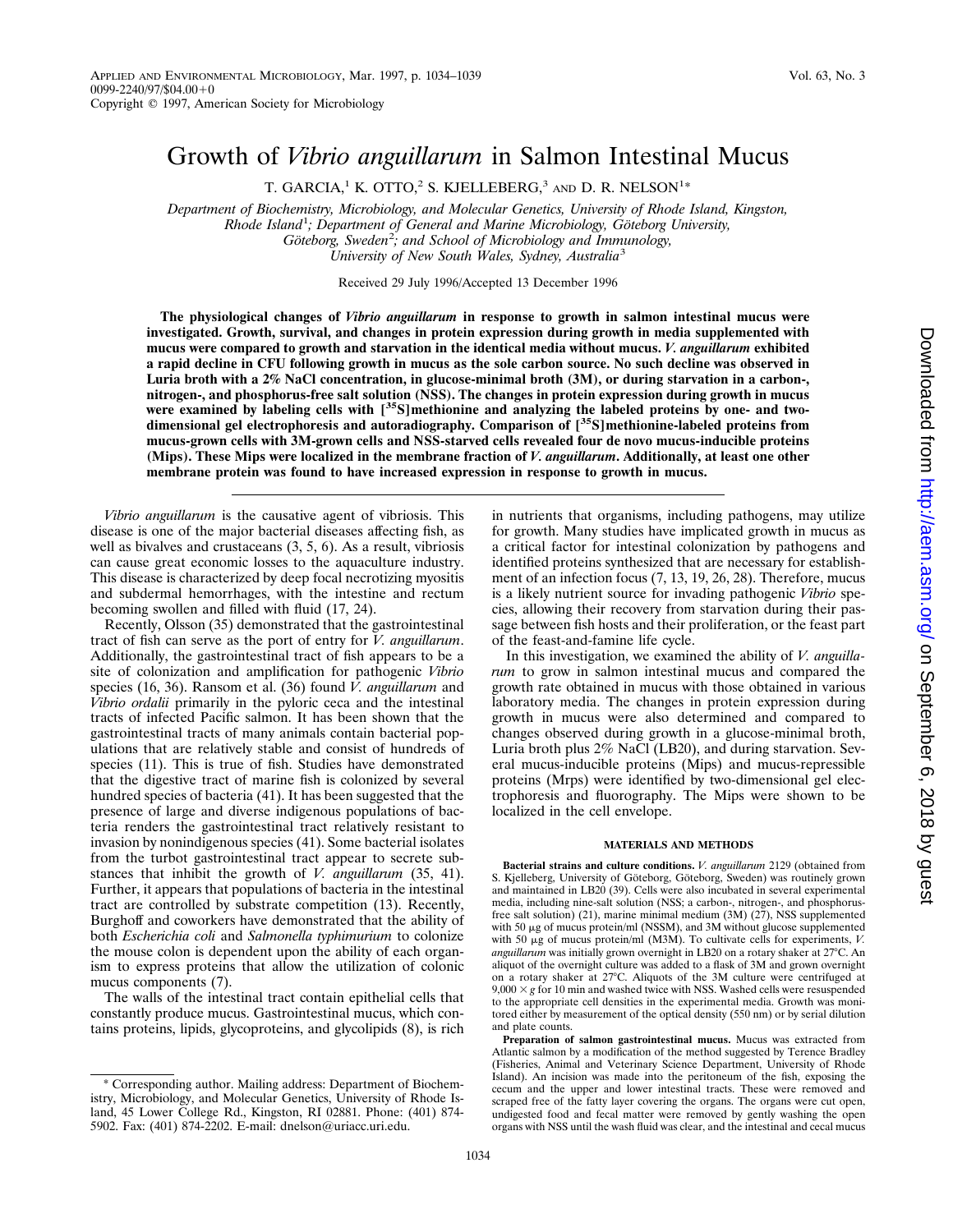# Growth of *Vibrio anguillarum* in Salmon Intestinal Mucus

T. GARCIA,[1] K. OTTO,[2] S. KJELLEBERG,[3] AND D. R. NELSON[1]*

*Department of Biochemistry, Microbiology, and Molecular Genetics, University of Rhode Island, Kingston, Rhode Island*[1]*; Department of General and Marine Microbiology, Göteborg University, Göteborg, Sweden*[2]*; and School of Microbiology and Immunology, University of New South Wales, Sydney, Australia*[3]

Received 29 July 1996/Accepted 13 December 1996

**The physiological changes of *Vibrio anguillarum* in response to growth in salmon intestinal mucus were investigated. Growth, survival, and changes in protein expression during growth in media supplemented with mucus were compared to growth and starvation in the identical media without mucus. *V. anguillarum* exhibited a rapid decline in CFU following growth in mucus as the sole carbon source. No such decline was observed in Luria broth with a 2% NaCl concentration, in glucose-minimal broth (3M), or during starvation in a carbon-, nitrogen-, and phosphorus-free salt solution (NSS). The changes in protein expression during growth in mucus were examined by labeling cells with [$^{35}$S]methionine and analyzing the labeled proteins by one- and two-dimensional gel electrophoresis and autoradiography. Comparison of [$^{35}$S]methionine-labeled proteins from mucus-grown cells with 3M-grown cells and NSS-starved cells revealed four de novo mucus-inducible proteins (Mips). These Mips were localized in the membrane fraction of *V. anguillarum*. Additionally, at least one other membrane protein was found to have increased expression in response to growth in mucus.**

---

*Vibrio anguillarum* is the causative agent of vibriosis. This disease is one of the major bacterial diseases affecting fish, as well as bivalves and crustaceans (3, 5, 6). As a result, vibriosis can cause great economic losses to the aquaculture industry. This disease is characterized by deep focal necrotizing myositis and subdermal hemorrhages, with the intestine and rectum becoming swollen and filled with fluid (17, 24).

Recently, Olsson (35) demonstrated that the gastrointestinal tract of fish can serve as the port of entry for *V. anguillarum*. Additionally, the gastrointestinal tract of fish appears to be a site of colonization and amplification for pathogenic *Vibrio* species (16, 36). Ransom et al. (36) found *V. anguillarum* and *Vibrio ordalii* primarily in the pyloric ceca and the intestinal tracts of infected Pacific salmon. It has been shown that the gastrointestinal tracts of many animals contain bacterial populations that are relatively stable and consist of hundreds of species (11). This is true of fish. Studies have demonstrated that the digestive tract of marine fish is colonized by several hundred species of bacteria (41). It has been suggested that the presence of large and diverse indigenous populations of bacteria renders the gastrointestinal tract relatively resistant to invasion by nonindigenous species (41). Some bacterial isolates from the turbot gastrointestinal tract appear to secrete substances that inhibit the growth of *V. anguillarum* (35, 41). Further, it appears that populations of bacteria in the intestinal tract are controlled by substrate competition (13). Recently, Burghoff and coworkers have demonstrated that the ability of both *Escherichia coli* and *Salmonella typhimurium* to colonize the mouse colon is dependent upon the ability of each organism to express proteins that allow the utilization of colonic mucus components (7).

The walls of the intestinal tract contain epithelial cells that constantly produce mucus. Gastrointestinal mucus, which contains proteins, lipids, glycoproteins, and glycolipids (8), is rich in nutrients that organisms, including pathogens, may utilize for growth. Many studies have implicated growth in mucus as a critical factor for intestinal colonization by pathogens and identified proteins synthesized that are necessary for establishment of an infection focus (7, 13, 19, 26, 28). Therefore, mucus is a likely nutrient source for invading pathogenic *Vibrio* species, allowing their recovery from starvation during their passage between fish hosts and their proliferation, or the feast part of the feast-and-famine life cycle.

In this investigation, we examined the ability of *V. anguillarum* to grow in salmon intestinal mucus and compared the growth rate obtained in mucus with those obtained in various laboratory media. The changes in protein expression during growth in mucus were also determined and compared to changes observed during growth in a glucose-minimal broth, Luria broth plus 2% NaCl (LB20), and during starvation. Several mucus-inducible proteins (Mips) and mucus-repressible proteins (Mrps) were identified by two-dimensional gel electrophoresis and fluorography. The Mips were shown to be localized in the cell envelope.

## MATERIALS AND METHODS

**Bacterial strains and culture conditions.** *V. anguillarum* 2129 (obtained from S. Kjelleberg, University of Göteborg, Göteborg, Sweden) was routinely grown and maintained in LB20 (39). Cells were also incubated in several experimental media, including nine-salt solution (NSS; a carbon-, nitrogen-, and phosphorus-free salt solution) (21), marine minimal medium (3M) (27), NSS supplemented with 50 μg of mucus protein/ml (NSSM), and 3M without glucose supplemented with 50 μg of mucus protein/ml (M3M). To cultivate cells for experiments, *V. anguillarum* was initially grown overnight in LB20 on a rotary shaker at 27°C. An aliquot of the overnight culture was added to a flask of 3M and grown overnight on a rotary shaker at 27°C. Aliquots of the 3M culture were centrifuged at 9,000 × *g* for 10 min and washed twice with NSS. Washed cells were resuspended to the appropriate cell densities in the experimental media. Growth was monitored either by measurement of the optical density (550 nm) or by serial dilution and plate counts.

**Preparation of salmon gastrointestinal mucus.** Mucus was extracted from Atlantic salmon by a modification of the method suggested by Terence Bradley (Fisheries, Animal and Veterinary Science Department, University of Rhode Island). An incision was made into the peritoneum of the fish, exposing the cecum and the upper and lower intestinal tracts. These were removed and scraped free of the fatty layer covering the organs. The organs were cut open, undigested food and fecal matter were removed by gently washing the open organs with NSS until the wash fluid was clear, and the intestinal and cecal mucus

---

* Corresponding author. Mailing address: Department of Biochemistry, Microbiology, and Molecular Genetics, University of Rhode Island, 45 Lower College Rd., Kingston, RI 02881. Phone: (401) 874-5902. Fax: (401) 874-2202. E-mail: dnelson@uriacc.uri.edu.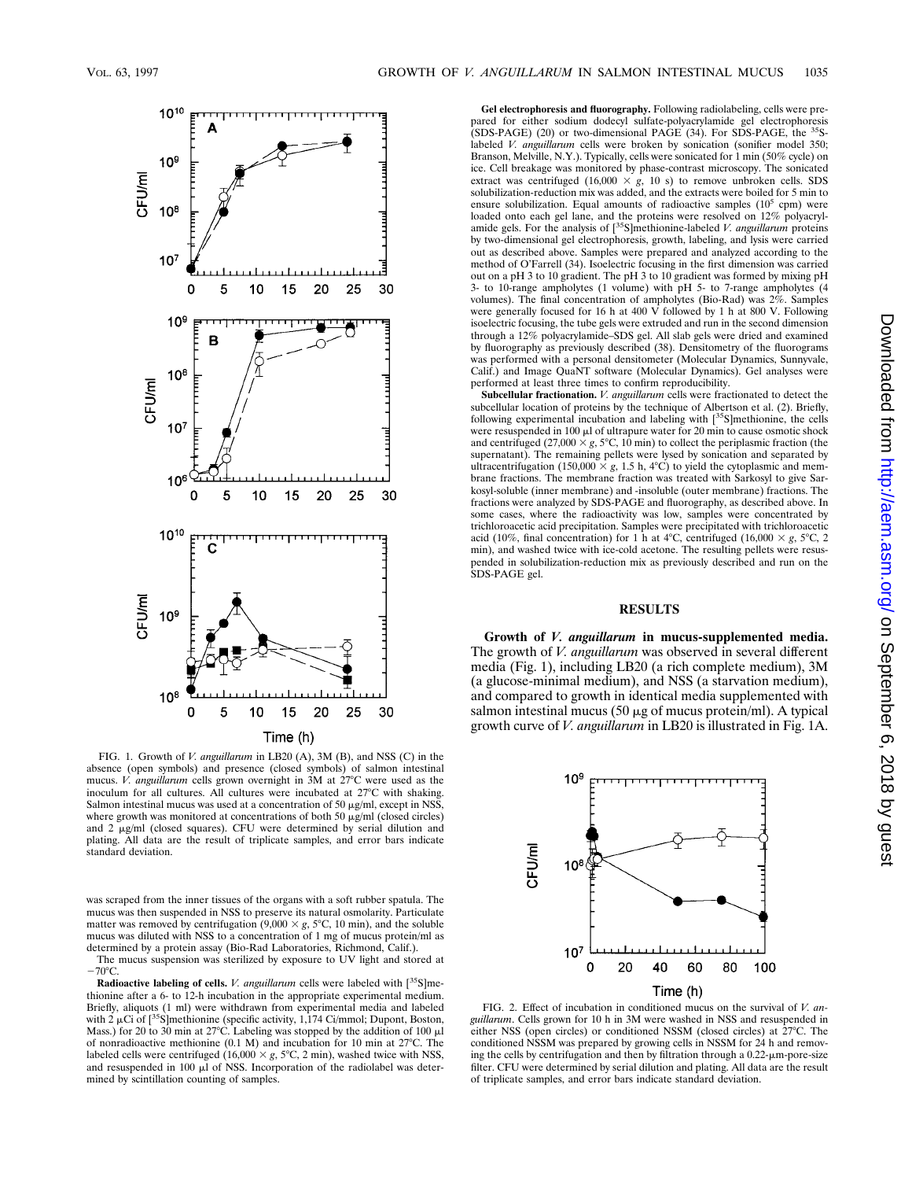FIG. 1. Growth of *V. anguillarum* in LB20 (A), 3M (B), and NSS (C) in the absence (open symbols) and presence (closed symbols) of salmon intestinal mucus. *V. anguillarum* cells grown overnight in 3M at 27°C were used as the inoculum for all cultures. All cultures were incubated at 27°C with shaking. Salmon intestinal mucus was used at a concentration of 50 μg/ml, except in NSS, where growth was monitored at concentrations of both 50 μg/ml (closed circles) and 2 μg/ml (closed squares). CFU were determined by serial dilution and plating. All data are the result of triplicate samples, and error bars indicate standard deviation.

was scraped from the inner tissues of the organs with a soft rubber spatula. The mucus was then suspended in NSS to preserve its natural osmolarity. Particulate matter was removed by centrifugation (9,000 × *g*, 5°C, 10 min), and the soluble mucus was diluted with NSS to a concentration of 1 mg of mucus protein/ml as determined by a protein assay (Bio-Rad Laboratories, Richmond, Calif.).

The mucus suspension was sterilized by exposure to UV light and stored at −70°C.

**Radioactive labeling of cells.** *V. anguillarum* cells were labeled with [$^{35}$S]methionine after a 6- to 12-h incubation in the appropriate experimental medium. Briefly, aliquots (1 ml) were withdrawn from experimental media and labeled with 2 μCi of [$^{35}$S]methionine (specific activity, 1,174 Ci/mmol; Dupont, Boston, Mass.) for 20 to 30 min at 27°C. Labeling was stopped by the addition of 100 μl of nonradioactive methionine (0.1 M) and incubation for 10 min at 27°C. The labeled cells were centrifuged (16,000 × *g*, 5°C, 2 min), washed twice with NSS, and resuspended in 100 μl of NSS. Incorporation of the radiolabel was determined by scintillation counting of samples.

**Gel electrophoresis and fluorography.** Following radiolabeling, cells were prepared for either sodium dodecyl sulfate-polyacrylamide gel electrophoresis (SDS-PAGE) (20) or two-dimensional PAGE (34). For SDS-PAGE, the $^{35}$S-labeled *V. anguillarum* cells were broken by sonication (sonifier model 350; Branson, Melville, N.Y.). Typically, cells were sonicated for 1 min (50% cycle) on ice. Cell breakage was monitored by phase-contrast microscopy. The sonicated extract was centrifuged (16,000 × *g*, 10 s) to remove unbroken cells. SDS solubilization-reduction mix was added, and the extracts were boiled for 5 min to ensure solubilization. Equal amounts of radioactive samples ($10^5$ cpm) were loaded onto each gel lane, and the proteins were resolved on 12% polyacrylamide gels. For the analysis of [$^{35}$S]methionine-labeled *V. anguillarum* proteins by two-dimensional gel electrophoresis, growth, labeling, and lysis were carried out as described above. Samples were prepared and analyzed according to the method of O'Farrell (34). Isoelectric focusing in the first dimension was carried out on a pH 3 to 10 gradient. The pH 3 to 10 gradient was formed by mixing pH 3- to 10-range ampholytes (1 volume) with pH 5- to 7-range ampholytes (4 volumes). The final concentration of ampholytes (Bio-Rad) was 2%. Samples were generally focused for 16 h at 400 V followed by 1 h at 800 V. Following isoelectric focusing, the tube gels were extruded and run in the second dimension through a 12% polyacrylamide–SDS gel. All slab gels were dried and examined by fluorography as previously described (38). Densitometry of the fluorograms was performed with a personal densitometer (Molecular Dynamics, Sunnyvale, Calif.) and Image QuaNT software (Molecular Dynamics). Gel analyses were performed at least three times to confirm reproducibility.

**Subcellular fractionation.** *V. anguillarum* cells were fractionated to detect the subcellular location of proteins by the technique of Albertson et al. (2). Briefly, following experimental incubation and labeling with [$^{35}$S]methionine, the cells were resuspended in 100 μl of ultrapure water for 20 min to cause osmotic shock and centrifuged (27,000 × *g*, 5°C, 10 min) to collect the periplasmic fraction (the supernatant). The remaining pellets were lysed by sonication and separated by ultracentrifugation (150,000 × *g*, 1.5 h, 4°C) to yield the cytoplasmic and membrane fractions. The membrane fraction was treated with Sarkosyl to give Sarkosyl-soluble (inner membrane) and -insoluble (outer membrane) fractions. The fractions were analyzed by SDS-PAGE and fluorography, as described above. In some cases, where the radioactivity was low, samples were concentrated by trichloroacetic acid precipitation. Samples were precipitated with trichloroacetic acid (10%, final concentration) for 1 h at 4°C, centrifuged (16,000 × *g*, 5°C, 2 min), and washed twice with ice-cold acetone. The resulting pellets were resuspended in solubilization-reduction mix as previously described and run on the SDS-PAGE gel.

## RESULTS

**Growth of *V. anguillarum* in mucus-supplemented media.** The growth of *V. anguillarum* was observed in several different media (Fig. 1), including LB20 (a rich complete medium), 3M (a glucose-minimal medium), and NSS (a starvation medium), and compared to growth in identical media supplemented with salmon intestinal mucus (50 μg of mucus protein/ml). A typical growth curve of *V. anguillarum* in LB20 is illustrated in Fig. 1A.

FIG. 2. Effect of incubation in conditioned mucus on the survival of *V. anguillarum*. Cells grown for 10 h in 3M were washed in NSS and resuspended in either NSS (open circles) or conditioned NSSM (closed circles) at 27°C. The conditioned NSSM was prepared by growing cells in NSSM for 24 h and removing the cells by centrifugation and then by filtration through a 0.22-μm-pore-size filter. CFU were determined by serial dilution and plating. All data are the result of triplicate samples, and error bars indicate standard deviation.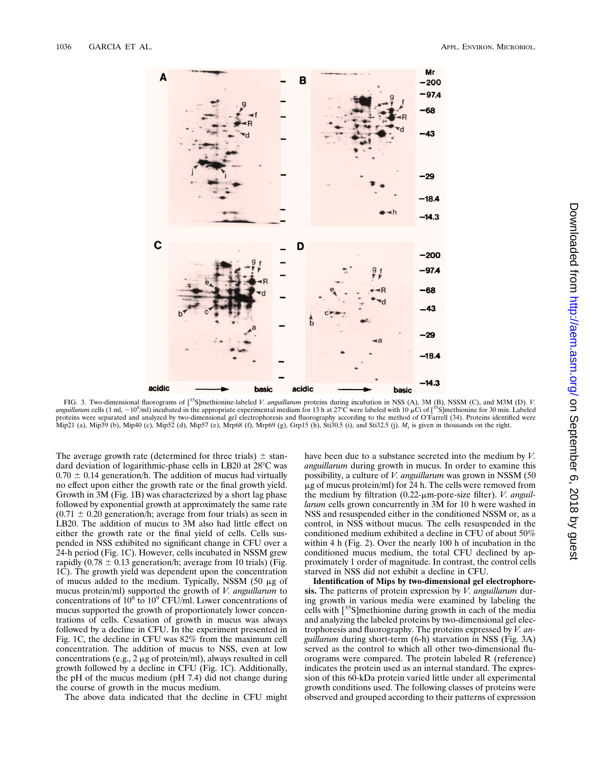FIG. 3. Two-dimensional fluorograms of [$^{35}$S]methionine-labeled *V. anguillarum* proteins during incubation in NSS (A), 3M (B), NSSM (C), and M3M (D). *V. anguillarum* cells (1 ml, ~$10^8$/ml) incubated in the appropriate experimental medium for 13 h at 27°C were labeled with 10 μCi of [$^{35}$S]methionine for 30 min. Labeled proteins were separated and analyzed by two-dimensional gel electrophoresis and fluorography according to the method of O'Farrell (34). Proteins identified were Mip21 (a), Mip39 (b), Mip40 (c), Mip52 (d), Mip57 (e), Mrp68 (f), Mrp69 (g), Grp15 (h), Sti30.5 (i), and Sti32.5 (j). $M_r$ is given in thousands on the right.

The average growth rate (determined for three trials) ± standard deviation of logarithmic-phase cells in LB20 at 28°C was 0.70 ± 0.14 generation/h. The addition of mucus had virtually no effect upon either the growth rate or the final growth yield. Growth in 3M (Fig. 1B) was characterized by a short lag phase followed by exponential growth at approximately the same rate (0.71 ± 0.20 generation/h; average from four trials) as seen in LB20. The addition of mucus to 3M also had little effect on either the growth rate or the final yield of cells. Cells suspended in NSS exhibited no significant change in CFU over a 24-h period (Fig. 1C). However, cells incubated in NSSM grew rapidly (0.78 ± 0.13 generation/h; average from 10 trials) (Fig. 1C). The growth yield was dependent upon the concentration of mucus added to the medium. Typically, NSSM (50 μg of mucus protein/ml) supported the growth of *V. anguillarum* to concentrations of $10^8$ to $10^9$ CFU/ml. Lower concentrations of mucus supported the growth of proportionately lower concentrations of cells. Cessation of growth in mucus was always followed by a decline in CFU. In the experiment presented in Fig. 1C, the decline in CFU was 82% from the maximum cell concentration. The addition of mucus to NSS, even at low concentrations (e.g., 2 μg of protein/ml), always resulted in cell growth followed by a decline in CFU (Fig. 1C). Additionally, the pH of the mucus medium (pH 7.4) did not change during the course of growth in the mucus medium.

The above data indicated that the decline in CFU might have been due to a substance secreted into the medium by *V. anguillarum* during growth in mucus. In order to examine this possibility, a culture of *V. anguillarum* was grown in NSSM (50 μg of mucus protein/ml) for 24 h. The cells were removed from the medium by filtration (0.22-μm-pore-size filter). *V. anguillarum* cells grown concurrently in 3M for 10 h were washed in NSS and resuspended either in the conditioned NSSM or, as a control, in NSS without mucus. The cells resuspended in the conditioned medium exhibited a decline in CFU of about 50% within 4 h (Fig. 2). Over the nearly 100 h of incubation in the conditioned mucus medium, the total CFU declined by approximately 1 order of magnitude. In contrast, the control cells starved in NSS did not exhibit a decline in CFU.

**Identification of Mips by two-dimensional gel electrophoresis.** The patterns of protein expression by *V. anguillarum* during growth in various media were examined by labeling the cells with [$^{35}$S]methionine during growth in each of the media and analyzing the labeled proteins by two-dimensional gel electrophoresis and fluorography. The proteins expressed by *V. anguillarum* during short-term (6-h) starvation in NSS (Fig. 3A) served as the control to which all other two-dimensional fluorograms were compared. The protein labeled R (reference) indicates the protein used as an internal standard. The expression of this 60-kDa protein varied little under all experimental growth conditions used. The following classes of proteins were observed and grouped according to their patterns of expression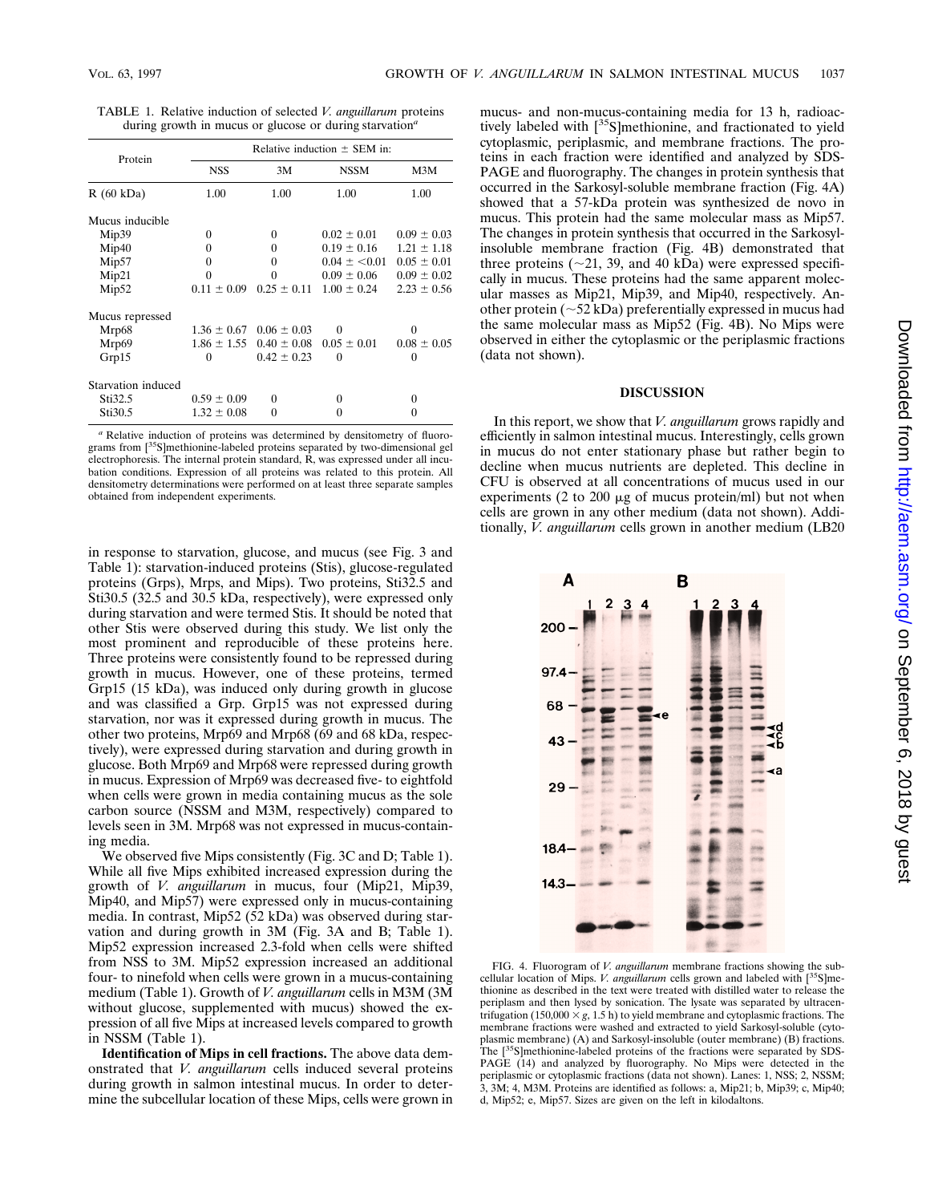TABLE 1. Relative induction of selected *V. anguillarum* proteins during growth in mucus or glucose or during starvation[a]

| Protein | Relative induction ± SEM in: | | | |
|---|---|---|---|---|
| | NSS | 3M | NSSM | M3M |
| R (60 kDa) | 1.00 | 1.00 | 1.00 | 1.00 |
| Mucus inducible | | | | |
| Mip39 | 0 | 0 | 0.02 ± 0.01 | 0.09 ± 0.03 |
| Mip40 | 0 | 0 | 0.19 ± 0.16 | 1.21 ± 1.18 |
| Mip57 | 0 | 0 | 0.04 ± <0.01 | 0.05 ± 0.01 |
| Mip21 | 0 | 0 | 0.09 ± 0.06 | 0.09 ± 0.02 |
| Mip52 | 0.11 ± 0.09 | 0.25 ± 0.11 | 1.00 ± 0.24 | 2.23 ± 0.56 |
| Mucus repressed | | | | |
| Mrp68 | 1.36 ± 0.67 | 0.06 ± 0.03 | 0 | 0 |
| Mrp69 | 1.86 ± 1.55 | 0.40 ± 0.08 | 0.05 ± 0.01 | 0.08 ± 0.05 |
| Grp15 | 0 | 0.42 ± 0.23 | 0 | 0 |
| Starvation induced | | | | |
| Sti32.5 | 0.59 ± 0.09 | 0 | 0 | 0 |
| Sti30.5 | 1.32 ± 0.08 | 0 | 0 | 0 |

[a] Relative induction of proteins was determined by densitometry of fluorograms from [35S]methionine-labeled proteins separated by two-dimensional gel electrophoresis. The internal protein standard, R, was expressed under all incubation conditions. Expression of all proteins was related to this protein. All densitometry determinations were performed on at least three separate samples obtained from independent experiments.

in response to starvation, glucose, and mucus (see Fig. 3 and Table 1): starvation-induced proteins (Stis), glucose-regulated proteins (Grps), Mrps, and Mips). Two proteins, Sti32.5 and Sti30.5 (32.5 and 30.5 kDa, respectively), were expressed only during starvation and were termed Stis. It should be noted that other Stis were observed during this study. We list only the most prominent and reproducible of these proteins here. Three proteins were consistently found to be repressed during growth in mucus. However, one of these proteins, termed Grp15 (15 kDa), was induced only during growth in glucose and was classified a Grp. Grp15 was not expressed during starvation, nor was it expressed during growth in mucus. The other two proteins, Mrp69 and Mrp68 (69 and 68 kDa, respectively), were expressed during starvation and during growth in glucose. Both Mrp69 and Mrp68 were repressed during growth in mucus. Expression of Mrp69 was decreased five- to eightfold when cells were grown in media containing mucus as the sole carbon source (NSSM and M3M, respectively) compared to levels seen in 3M. Mrp68 was not expressed in mucus-containing media.

We observed five Mips consistently (Fig. 3C and D; Table 1). While all five Mips exhibited increased expression during the growth of *V. anguillarum* in mucus, four (Mip21, Mip39, Mip40, and Mip57) were expressed only in mucus-containing media. In contrast, Mip52 (52 kDa) was observed during starvation and during growth in 3M (Fig. 3A and B; Table 1). Mip52 expression increased 2.3-fold when cells were shifted from NSS to 3M. Mip52 expression increased an additional four- to ninefold when cells were grown in a mucus-containing medium (Table 1). Growth of *V. anguillarum* cells in M3M (3M without glucose, supplemented with mucus) showed the expression of all five Mips at increased levels compared to growth in NSSM (Table 1).

**Identification of Mips in cell fractions.** The above data demonstrated that *V. anguillarum* cells induced several proteins during growth in salmon intestinal mucus. In order to determine the subcellular location of these Mips, cells were grown in mucus- and non-mucus-containing media for 13 h, radioactively labeled with [35S]methionine, and fractionated to yield cytoplasmic, periplasmic, and membrane fractions. The proteins in each fraction were identified and analyzed by SDS-PAGE and fluorography. The changes in protein synthesis that occurred in the Sarkosyl-soluble membrane fraction (Fig. 4A) showed that a 57-kDa protein was synthesized de novo in mucus. This protein had the same molecular mass as Mip57. The changes in protein synthesis that occurred in the Sarkosyl-insoluble membrane fraction (Fig. 4B) demonstrated that three proteins (~21, 39, and 40 kDa) were expressed specifically in mucus. These proteins had the same apparent molecular masses as Mip21, Mip39, and Mip40, respectively. Another protein (~52 kDa) preferentially expressed in mucus had the same molecular mass as Mip52 (Fig. 4B). No Mips were observed in either the cytoplasmic or the periplasmic fractions (data not shown).

## DISCUSSION

In this report, we show that *V. anguillarum* grows rapidly and efficiently in salmon intestinal mucus. Interestingly, cells grown in mucus do not enter stationary phase but rather begin to decline when mucus nutrients are depleted. This decline in CFU is observed at all concentrations of mucus used in our experiments (2 to 200 μg of mucus protein/ml) but not when cells are grown in any other medium (data not shown). Additionally, *V. anguillarum* cells grown in another medium (LB20

FIG. 4. Fluorogram of *V. anguillarum* membrane fractions showing the subcellular location of Mips. *V. anguillarum* cells grown and labeled with [35S]methionine as described in the text were treated with distilled water to release the periplasm and then lysed by sonication. The lysate was separated by ultracentrifugation (150,000 × *g*, 1.5 h) to yield membrane and cytoplasmic fractions. The membrane fractions were washed and extracted to yield Sarkosyl-soluble (cytoplasmic membrane) (A) and Sarkosyl-insoluble (outer membrane) (B) fractions. The [35S]methionine-labeled proteins of the fractions were separated by SDS-PAGE (14) and analyzed by fluorography. No Mips were detected in the periplasmic or cytoplasmic fractions (data not shown). Lanes: 1, NSS; 2, NSSM; 3, 3M; 4, M3M. Proteins are identified as follows: a, Mip21; b, Mip39; c, Mip40; d, Mip52; e, Mip57. Sizes are given on the left in kilodaltons.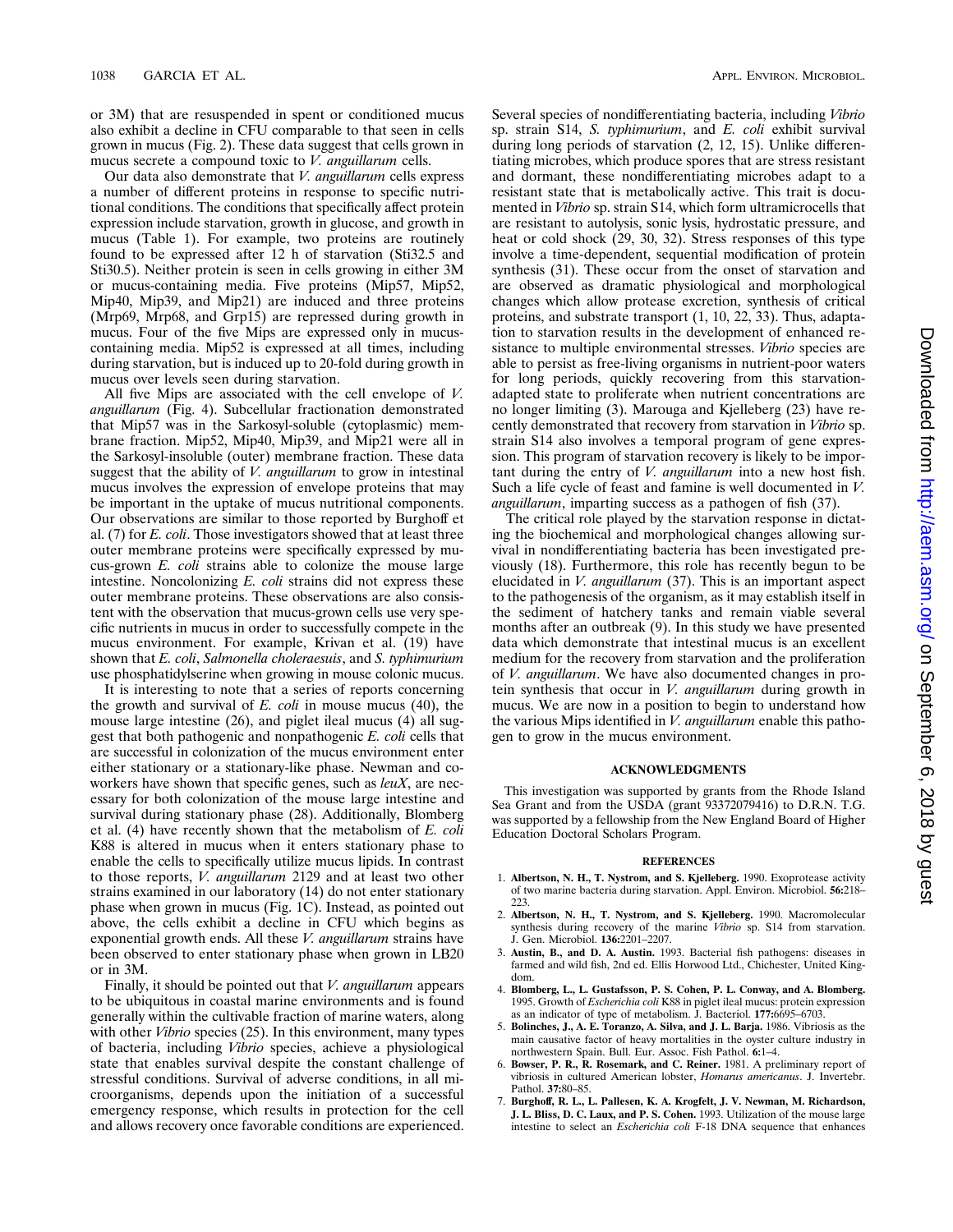or 3M) that are resuspended in spent or conditioned mucus also exhibit a decline in CFU comparable to that seen in cells grown in mucus (Fig. 2). These data suggest that cells grown in mucus secrete a compound toxic to *V. anguillarum* cells.

Our data also demonstrate that *V. anguillarum* cells express a number of different proteins in response to specific nutritional conditions. The conditions that specifically affect protein expression include starvation, growth in glucose, and growth in mucus (Table 1). For example, two proteins are routinely found to be expressed after 12 h of starvation (Sti32.5 and Sti30.5). Neither protein is seen in cells growing in either 3M or mucus-containing media. Five proteins (Mip57, Mip52, Mip40, Mip39, and Mip21) are induced and three proteins (Mrp69, Mrp68, and Grp15) are repressed during growth in mucus. Four of the five Mips are expressed only in mucus-containing media. Mip52 is expressed at all times, including during starvation, but is induced up to 20-fold during growth in mucus over levels seen during starvation.

All five Mips are associated with the cell envelope of *V. anguillarum* (Fig. 4). Subcellular fractionation demonstrated that Mip57 was in the Sarkosyl-soluble (cytoplasmic) membrane fraction. Mip52, Mip40, Mip39, and Mip21 were all in the Sarkosyl-insoluble (outer) membrane fraction. These data suggest that the ability of *V. anguillarum* to grow in intestinal mucus involves the expression of envelope proteins that may be important in the uptake of mucus nutritional components. Our observations are similar to those reported by Burghoff et al. (7) for *E. coli*. Those investigators showed that at least three outer membrane proteins were specifically expressed by mucus-grown *E. coli* strains able to colonize the mouse large intestine. Noncolonizing *E. coli* strains did not express these outer membrane proteins. These observations are also consistent with the observation that mucus-grown cells use very specific nutrients in mucus in order to successfully compete in the mucus environment. For example, Krivan et al. (19) have shown that *E. coli*, *Salmonella choleraesuis*, and *S. typhimurium* use phosphatidylserine when growing in mouse colonic mucus.

It is interesting to note that a series of reports concerning the growth and survival of *E. coli* in mouse mucus (40), the mouse large intestine (26), and piglet ileal mucus (4) all suggest that both pathogenic and nonpathogenic *E. coli* cells that are successful in colonization of the mucus environment enter either stationary or a stationary-like phase. Newman and coworkers have shown that specific genes, such as *leuX*, are necessary for both colonization of the mouse large intestine and survival during stationary phase (28). Additionally, Blomberg et al. (4) have recently shown that the metabolism of *E. coli* K88 is altered in mucus when it enters stationary phase to enable the cells to specifically utilize mucus lipids. In contrast to those reports, *V. anguillarum* 2129 and at least two other strains examined in our laboratory (14) do not enter stationary phase when grown in mucus (Fig. 1C). Instead, as pointed out above, the cells exhibit a decline in CFU which begins as exponential growth ends. All these *V. anguillarum* strains have been observed to enter stationary phase when grown in LB20 or in 3M.

Finally, it should be pointed out that *V. anguillarum* appears to be ubiquitous in coastal marine environments and is found generally within the cultivable fraction of marine waters, along with other *Vibrio* species (25). In this environment, many types of bacteria, including *Vibrio* species, achieve a physiological state that enables survival despite the constant challenge of stressful conditions. Survival of adverse conditions, in all microorganisms, depends upon the initiation of a successful emergency response, which results in protection for the cell and allows recovery once favorable conditions are experienced. Several species of nondifferentiating bacteria, including *Vibrio* sp. strain S14, *S. typhimurium*, and *E. coli* exhibit survival during long periods of starvation (2, 12, 15). Unlike differentiating microbes, which produce spores that are stress resistant and dormant, these nondifferentiating microbes adapt to a resistant state that is metabolically active. This trait is documented in *Vibrio* sp. strain S14, which form ultramicrocells that are resistant to autolysis, sonic lysis, hydrostatic pressure, and heat or cold shock (29, 30, 32). Stress responses of this type involve a time-dependent, sequential modification of protein synthesis (31). These occur from the onset of starvation and are observed as dramatic physiological and morphological changes which allow protease excretion, synthesis of critical proteins, and substrate transport (1, 10, 22, 33). Thus, adaptation to starvation results in the development of enhanced resistance to multiple environmental stresses. *Vibrio* species are able to persist as free-living organisms in nutrient-poor waters for long periods, quickly recovering from this starvation-adapted state to proliferate when nutrient concentrations are no longer limiting (3). Marouga and Kjelleberg (23) have recently demonstrated that recovery from starvation in *Vibrio* sp. strain S14 also involves a temporal program of gene expression. This program of starvation recovery is likely to be important during the entry of *V. anguillarum* into a new host fish. Such a life cycle of feast and famine is well documented in *V. anguillarum*, imparting success as a pathogen of fish (37).

The critical role played by the starvation response in dictating the biochemical and morphological changes allowing survival in nondifferentiating bacteria has been investigated previously (18). Furthermore, this role has recently begun to be elucidated in *V. anguillarum* (37). This is an important aspect to the pathogenesis of the organism, as it may establish itself in the sediment of hatchery tanks and remain viable several months after an outbreak (9). In this study we have presented data which demonstrate that intestinal mucus is an excellent medium for the recovery from starvation and the proliferation of *V. anguillarum*. We have also documented changes in protein synthesis that occur in *V. anguillarum* during growth in mucus. We are now in a position to begin to understand how the various Mips identified in *V. anguillarum* enable this pathogen to grow in the mucus environment.

## ACKNOWLEDGMENTS

This investigation was supported by grants from the Rhode Island Sea Grant and from the USDA (grant 93372079416) to D.R.N. T.G. was supported by a fellowship from the New England Board of Higher Education Doctoral Scholars Program.

## REFERENCES

1. **Albertson, N. H., T. Nystrom, and S. Kjelleberg.** 1990. Exoprotease activity of two marine bacteria during starvation. Appl. Environ. Microbiol. **56:**218–223.
2. **Albertson, N. H., T. Nystrom, and S. Kjelleberg.** 1990. Macromolecular synthesis during recovery of the marine *Vibrio* sp. S14 from starvation. J. Gen. Microbiol. **136:**2201–2207.
3. **Austin, B., and D. A. Austin.** 1993. Bacterial fish pathogens: diseases in farmed and wild fish, 2nd ed. Ellis Horwood Ltd., Chichester, United Kingdom.
4. **Blomberg, L., L. Gustafsson, P. S. Cohen, P. L. Conway, and A. Blomberg.** 1995. Growth of *Escherichia coli* K88 in piglet ileal mucus: protein expression as an indicator of type of metabolism. J. Bacteriol. **177:**6695–6703.
5. **Bolinches, J., A. E. Toranzo, A. Silva, and J. L. Barja.** 1986. Vibriosis as the main causative factor of heavy mortalities in the oyster culture industry in northwestern Spain. Bull. Eur. Assoc. Fish Pathol. **6:**1–4.
6. **Bowser, P. R., R. Rosemark, and C. Reiner.** 1981. A preliminary report of vibriosis in cultured American lobster, *Homarus americanus*. J. Invertebr. Pathol. **37:**80–85.
7. **Burghoff, R. L., L. Pallesen, K. A. Krogfelt, J. V. Newman, M. Richardson, J. L. Bliss, D. C. Laux, and P. S. Cohen.** 1993. Utilization of the mouse large intestine to select an *Escherichia coli* F-18 DNA sequence that enhances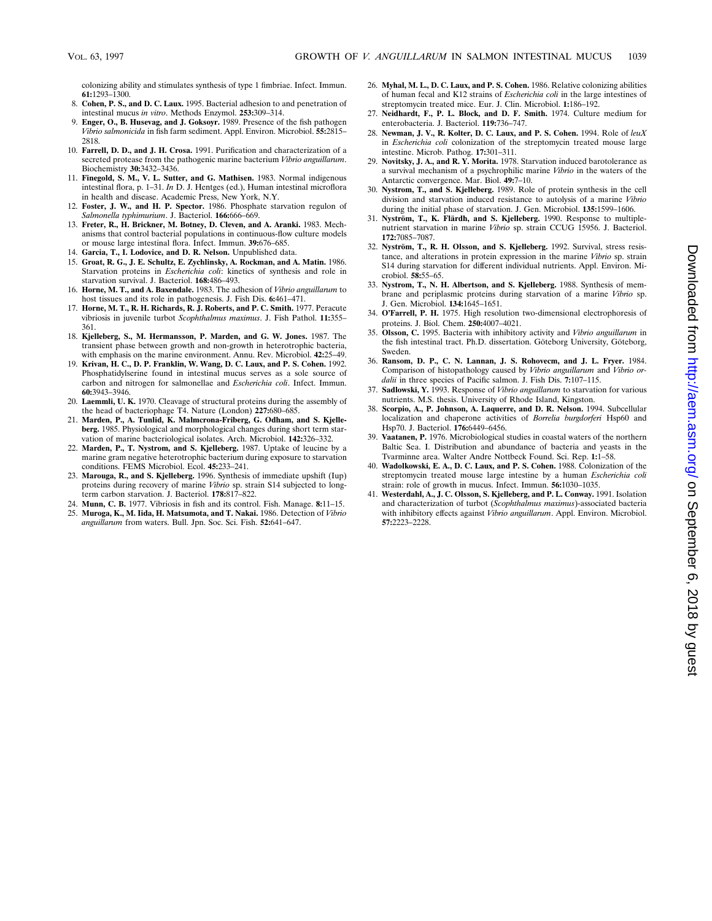colonizing ability and stimulates synthesis of type 1 fimbriae. Infect. Immun. **61:**1293–1300.

8. **Cohen, P. S., and D. C. Laux.** 1995. Bacterial adhesion to and penetration of intestinal mucus *in vitro*. Methods Enzymol. **253:**309–314.
9. **Enger, O., B. Husevag, and J. Goksoyr.** 1989. Presence of the fish pathogen *Vibrio salmonicida* in fish farm sediment. Appl. Environ. Microbiol. **55:**2815–2818.
10. **Farrell, D. D., and J. H. Crosa.** 1991. Purification and characterization of a secreted protease from the pathogenic marine bacterium *Vibrio anguillarum*. Biochemistry **30:**3432–3436.
11. **Finegold, S. M., V. L. Sutter, and G. Mathisen.** 1983. Normal indigenous intestinal flora, p. 1–31. *In* D. J. Hentges (ed.), Human intestinal microflora in health and disease. Academic Press, New York, N.Y.
12. **Foster, J. W., and H. P. Spector.** 1986. Phosphate starvation regulon of *Salmonella typhimurium*. J. Bacteriol. **166:**666–669.
13. **Freter, R., H. Brickner, M. Botney, D. Cleven, and A. Aranki.** 1983. Mechanisms that control bacterial populations in continuous-flow culture models or mouse large intestinal flora. Infect. Immun. **39:**676–685.
14. **Garcia, T., I. Lodovice, and D. R. Nelson.** Unpublished data.
15. **Groat, R. G., J. E. Schultz, E. Zychlinsky, A. Rockman, and A. Matin.** 1986. Starvation proteins in *Escherichia coli*: kinetics of synthesis and role in starvation survival. J. Bacteriol. **168:**486–493.
16. **Horne, M. T., and A. Baxendale.** 1983. The adhesion of *Vibrio anguillarum* to host tissues and its role in pathogenesis. J. Fish Dis. **6:**461–471.
17. **Horne, M. T., R. H. Richards, R. J. Roberts, and P. C. Smith.** 1977. Peracute vibriosis in juvenile turbot *Scophthalmus maximus*. J. Fish Pathol. **11:**355–361.
18. **Kjelleberg, S., M. Hermansson, P. Marden, and G. W. Jones.** 1987. The transient phase between growth and non-growth in heterotrophic bacteria, with emphasis on the marine environment. Annu. Rev. Microbiol. **42:**25–49.
19. **Krivan, H. C., D. P. Franklin, W. Wang, D. C. Laux, and P. S. Cohen.** 1992. Phosphatidylserine found in intestinal mucus serves as a sole source of carbon and nitrogen for salmonellae and *Escherichia coli*. Infect. Immun. **60:**3943–3946.
20. **Laemmli, U. K.** 1970. Cleavage of structural proteins during the assembly of the head of bacteriophage T4. Nature (London) **227:**680–685.
21. **Marden, P., A. Tunlid, K. Malmcrona-Friberg, G. Odham, and S. Kjelleberg.** 1985. Physiological and morphological changes during short term starvation of marine bacteriological isolates. Arch. Microbiol. **142:**326–332.
22. **Marden, P., T. Nystrom, and S. Kjelleberg.** 1987. Uptake of leucine by a marine gram negative heterotrophic bacterium during exposure to starvation conditions. FEMS Microbiol. Ecol. **45:**233–241.
23. **Marouga, R., and S. Kjelleberg.** 1996. Synthesis of immediate upshift (Iup) proteins during recovery of marine *Vibrio* sp. strain S14 subjected to long-term carbon starvation. J. Bacteriol. **178:**817–822.
24. **Munn, C. B.** 1977. Vibriosis in fish and its control. Fish. Manage. **8:**11–15.
25. **Muroga, K., M. Iida, H. Matsumota, and T. Nakai.** 1986. Detection of *Vibrio anguillarum* from waters. Bull. Jpn. Soc. Sci. Fish. **52:**641–647.
26. **Myhal, M. L., D. C. Laux, and P. S. Cohen.** 1986. Relative colonizing abilities of human fecal and K12 strains of *Escherichia coli* in the large intestines of streptomycin treated mice. Eur. J. Clin. Microbiol. **1:**186–192.
27. **Neidhardt, F., P. L. Block, and D. F. Smith.** 1974. Culture medium for enterobacteria. J. Bacteriol. **119:**736–747.
28. **Newman, J. V., R. Kolter, D. C. Laux, and P. S. Cohen.** 1994. Role of *leuX* in *Escherichia coli* colonization of the streptomycin treated mouse large intestine. Microb. Pathog. **17:**301–311.
29. **Novitsky, J. A., and R. Y. Morita.** 1978. Starvation induced barotolerance as a survival mechanism of a psychrophilic marine *Vibrio* in the waters of the Antarctic convergence. Mar. Biol. **49:**7–10.
30. **Nystrom, T., and S. Kjelleberg.** 1989. Role of protein synthesis in the cell division and starvation induced resistance to autolysis of a marine *Vibrio* during the initial phase of starvation. J. Gen. Microbiol. **135:**1599–1606.
31. **Nyström, T., K. Flärdh, and S. Kjelleberg.** 1990. Response to multiple-nutrient starvation in marine *Vibrio* sp. strain CCUG 15956. J. Bacteriol. **172:**7085–7087.
32. **Nyström, T., R. H. Olsson, and S. Kjelleberg.** 1992. Survival, stress resistance, and alterations in protein expression in the marine *Vibrio* sp. strain S14 during starvation for different individual nutrients. Appl. Environ. Microbiol. **58:**55–65.
33. **Nystrom, T., N. H. Albertson, and S. Kjelleberg.** 1988. Synthesis of membrane and periplasmic proteins during starvation of a marine *Vibrio* sp. J. Gen. Microbiol. **134:**1645–1651.
34. **O'Farrell, P. H.** 1975. High resolution two-dimensional electrophoresis of proteins. J. Biol. Chem. **250:**4007–4021.
35. **Olsson, C.** 1995. Bacteria with inhibitory activity and *Vibrio anguillarum* in the fish intestinal tract. Ph.D. dissertation. Göteborg University, Göteborg, Sweden.
36. **Ransom, D. P., C. N. Lannan, J. S. Rohovecm, and J. L. Fryer.** 1984. Comparison of histopathology caused by *Vibrio anguillarum* and *Vibrio ordalii* in three species of Pacific salmon. J. Fish Dis. **7:**107–115.
37. **Sadlowski, Y.** 1993. Response of *Vibrio anguillarum* to starvation for various nutrients. M.S. thesis. University of Rhode Island, Kingston.
38. **Scorpio, A., P. Johnson, A. Laquerre, and D. R. Nelson.** 1994. Subcellular localization and chaperone activities of *Borrelia burgdorferi* Hsp60 and Hsp70. J. Bacteriol. **176:**6449–6456.
39. **Vaatanen, P.** 1976. Microbiological studies in coastal waters of the northern Baltic Sea. I. Distribution and abundance of bacteria and yeasts in the Tvarminne area. Walter Andre Nottbeck Found. Sci. Rep. **1:**1–58.
40. **Wadolkowski, E. A., D. C. Laux, and P. S. Cohen.** 1988. Colonization of the streptomycin treated mouse large intestine by a human *Escherichia coli* strain: role of growth in mucus. Infect. Immun. **56:**1030–1035.
41. **Westerdahl, A., J. C. Olsson, S. Kjelleberg, and P. L. Conway.** 1991. Isolation and characterization of turbot (*Scophthalmus maximus*)-associated bacteria with inhibitory effects against *Vibrio anguillarum*. Appl. Environ. Microbiol. **57:**2223–2228.